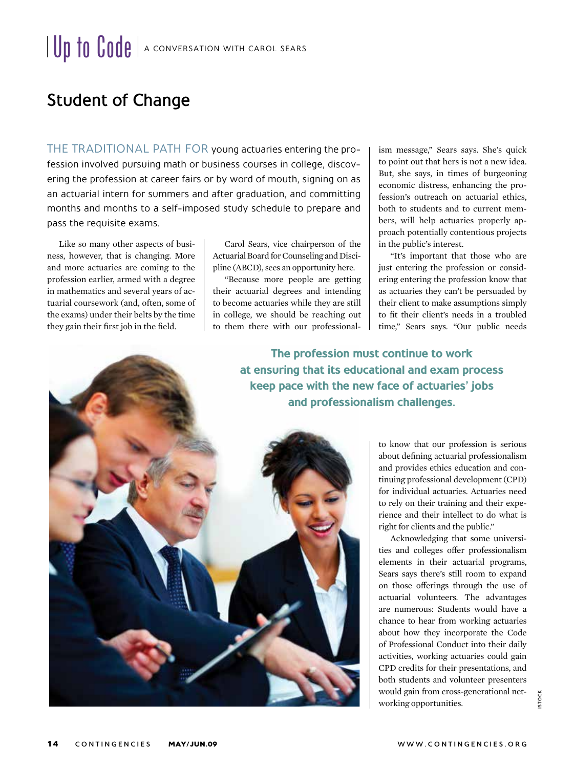Up to Code | A CONVERSATION WITH CAROL SEARS

# Student of Change

THE TRADITIONAL PATH FOR young actuaries entering the profession involved pursuing math or business courses in college, discovering the profession at career fairs or by word of mouth, signing on as an actuarial intern for summers and after graduation, and committing months and months to a self-imposed study schedule to prepare and pass the requisite exams.

Like so many other aspects of business, however, that is changing. More and more actuaries are coming to the profession earlier, armed with a degree in mathematics and several years of actuarial coursework (and, often, some of the exams) under their belts by the time they gain their first job in the field.

Carol Sears, vice chairperson of the Actuarial Board for Counseling and Discipline (ABCD), sees an opportunity here.

"Because more people are getting their actuarial degrees and intending to become actuaries while they are still in college, we should be reaching out to them there with our professionalism message," Sears says. She's quick to point out that hers is not a new idea. But, she says, in times of burgeoning economic distress, enhancing the profession's outreach on actuarial ethics, both to students and to current members, will help actuaries properly approach potentially contentious projects in the public's interest.

"It's important that those who are just entering the profession or considering entering the profession know that as actuaries they can't be persuaded by their client to make assumptions simply to fit their client's needs in a troubled time," Sears says. "Our public needs to know that our profession is serious about defining actuarial professionalism and provides ethics education and continuing professional development (CPD) for individual actuaries. Actuaries need to rely on their training and their experience and their intellect to do what is right for clients and the public."

**The profession must continue to work at ensuring that its educational and exam process keep pace with the new face of actuaries' jobs and professionalism challenges.**

Acknowledging that some universities and colleges offer professionalism elements in their actuarial programs, Sears says there's still room to expand on those offerings through the use of actuarial volunteers. The advantages are numerous: Students would have a chance to hear from working actuaries about how they incorporate the Code of Professional Conduct into their daily activities, working actuaries could gain CPD credits for their presentations, and both students and volunteer presenters would gain from cross-generational networking opportunities.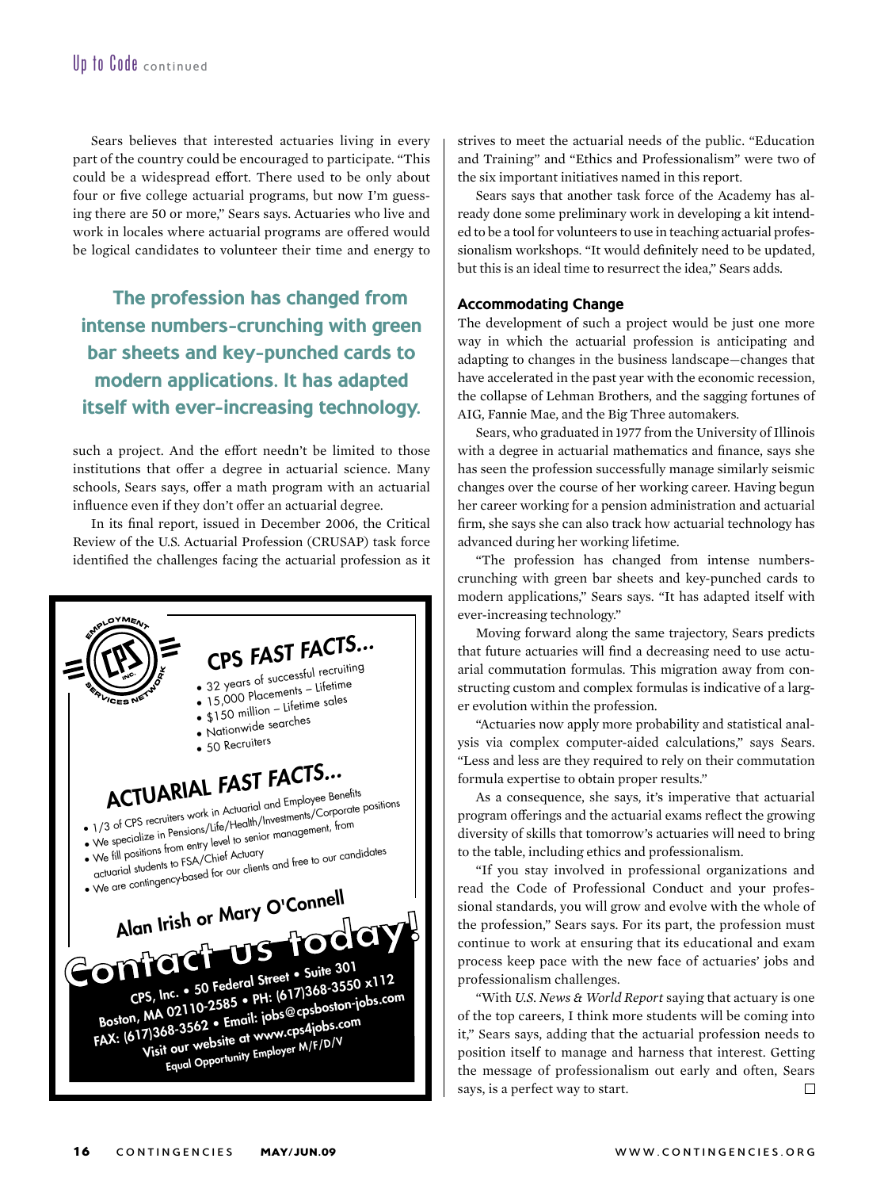Sears believes that interested actuaries living in every part of the country could be encouraged to participate. "This could be a widespread effort. There used to be only about four or five college actuarial programs, but now I'm guessing there are 50 or more," Sears says. Actuaries who live and work in locales where actuarial programs are offered would be logical candidates to volunteer their time and energy to such a project. And the effort needn't be limited to those institutions that offer a degree in actuarial science. Many schools, Sears says, offer a math program with an actuarial influence even if they don't offer an actuarial degree.

**The profession has changed from intense numbers-crunching with green bar sheets and key-punched cards to modern applications. It has adapted itself with ever-increasing technology.**

In its final report, issued in December 2006, the Critical Review of the U.S. Actuarial Profession (CRUSAP) task force identified the challenges facing the actuarial profession as it strives to meet the actuarial needs of the public. "Education and Training" and "Ethics and Professionalism" were two of the six important initiatives named in this report.

Sears says that another task force of the Academy has already done some preliminary work in developing a kit intended to be a tool for volunteers to use in teaching actuarial professionalism workshops. "It would definitely need to be updated, but this is an ideal time to resurrect the idea," Sears adds.

### Accommodating Change

The development of such a project would be just one more way in which the actuarial profession is anticipating and adapting to changes in the business landscape—changes that have accelerated in the past year with the economic recession, the collapse of Lehman Brothers, and the sagging fortunes of AIG, Fannie Mae, and the Big Three automakers.

Sears, who graduated in 1977 from the University of Illinois with a degree in actuarial mathematics and finance, says she has seen the profession successfully manage similarly seismic changes over the course of her working career. Having begun her career working for a pension administration and actuarial firm, she says she can also track how actuarial technology has advanced during her working lifetime.

"The profession has changed from intense numbers-crunching with green bar sheets and key-punched cards to modern applications," Sears says. "It has adapted itself with ever-increasing technology."

Moving forward along the same trajectory, Sears predicts that future actuaries will find a decreasing need to use actuarial commutation formulas. This migration away from constructing custom and complex formulas is indicative of a larger evolution within the profession.

"Actuaries now apply more probability and statistical analysis via complex computer-aided calculations," says Sears. "Less and less are they required to rely on their commutation formula expertise to obtain proper results."

As a consequence, she says, it's imperative that actuarial program offerings and the actuarial exams reflect the growing diversity of skills that tomorrow's actuaries will need to bring to the table, including ethics and professionalism.

"If you stay involved in professional organizations and read the Code of Professional Conduct and your professional standards, you will grow and evolve with the whole of the profession," Sears says. For its part, the profession must continue to work at ensuring that its educational and exam process keep pace with the new face of actuaries' jobs and professionalism challenges.

"With *U.S. News & World Report* saying that actuary is one of the top careers, I think more students will be coming into it," Sears says, adding that the actuarial profession needs to position itself to manage and harness that interest. Getting the message of professionalism out early and often, Sears says, is a perfect way to start. □

---

EMPLOYMENT SERVICES NETWORK — CPS INC.

## CPS FAST FACTS...

- 32 years of successful recruiting
- 15,000 Placements – Lifetime
- $150 million – Lifetime sales
- Nationwide searches
- 50 Recruiters

## ACTUARIAL FAST FACTS...

- 1/3 of CPS recruiters work in Actuarial and Employee Benefits
- We specialize in Pensions/Life/Health/Investments/Corporate positions
- We fill positions from entry level to senior management, from actuarial students to FSA/Chief Actuary
- We are contingency-based for our clients and free to our candidates

**Alan Irish or Mary O'Connell**

**Contact us today!**

CPS, Inc. • 50 Federal Street • Suite 301
Boston, MA 02110-2585 • PH: (617)368-3550 x112
FAX: (617)368-3562 • Email: jobs@cpsboston-jobs.com
Visit our website at www.cps4jobs.com
Equal Opportunity Employer M/F/D/V